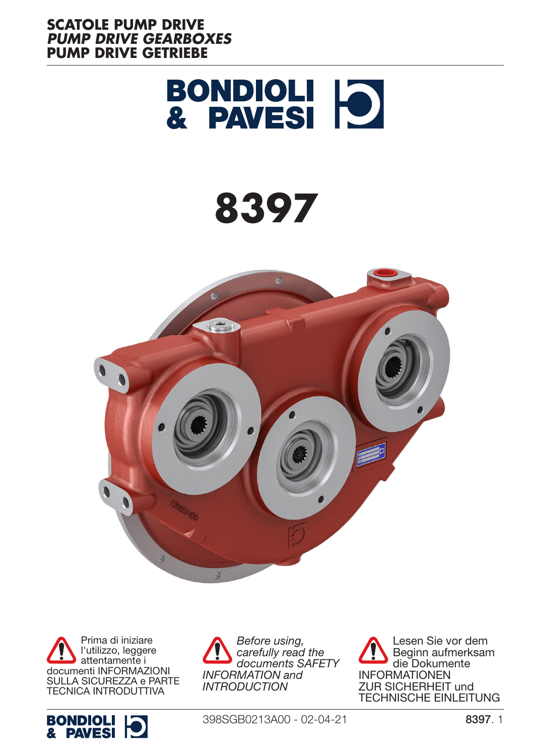**SCATOLE PUMP DRIVE**
***PUMP DRIVE GEARBOXES***
**PUMP DRIVE GETRIEBE**

# BONDIOLI & PAVESI

# 8397

Prima di iniziare l'utilizzo, leggere attentamente i documenti INFORMAZIONI SULLA SICUREZZA e PARTE TECNICA INTRODUTTIVA

*Before using, carefully read the documents SAFETY INFORMATION and INTRODUCTION*

Lesen Sie vor dem Beginn aufmerksam die Dokumente INFORMATIONEN ZUR SICHERHEIT und TECHNISCHE EINLEITUNG

398SGB0213A00 - 02-04-21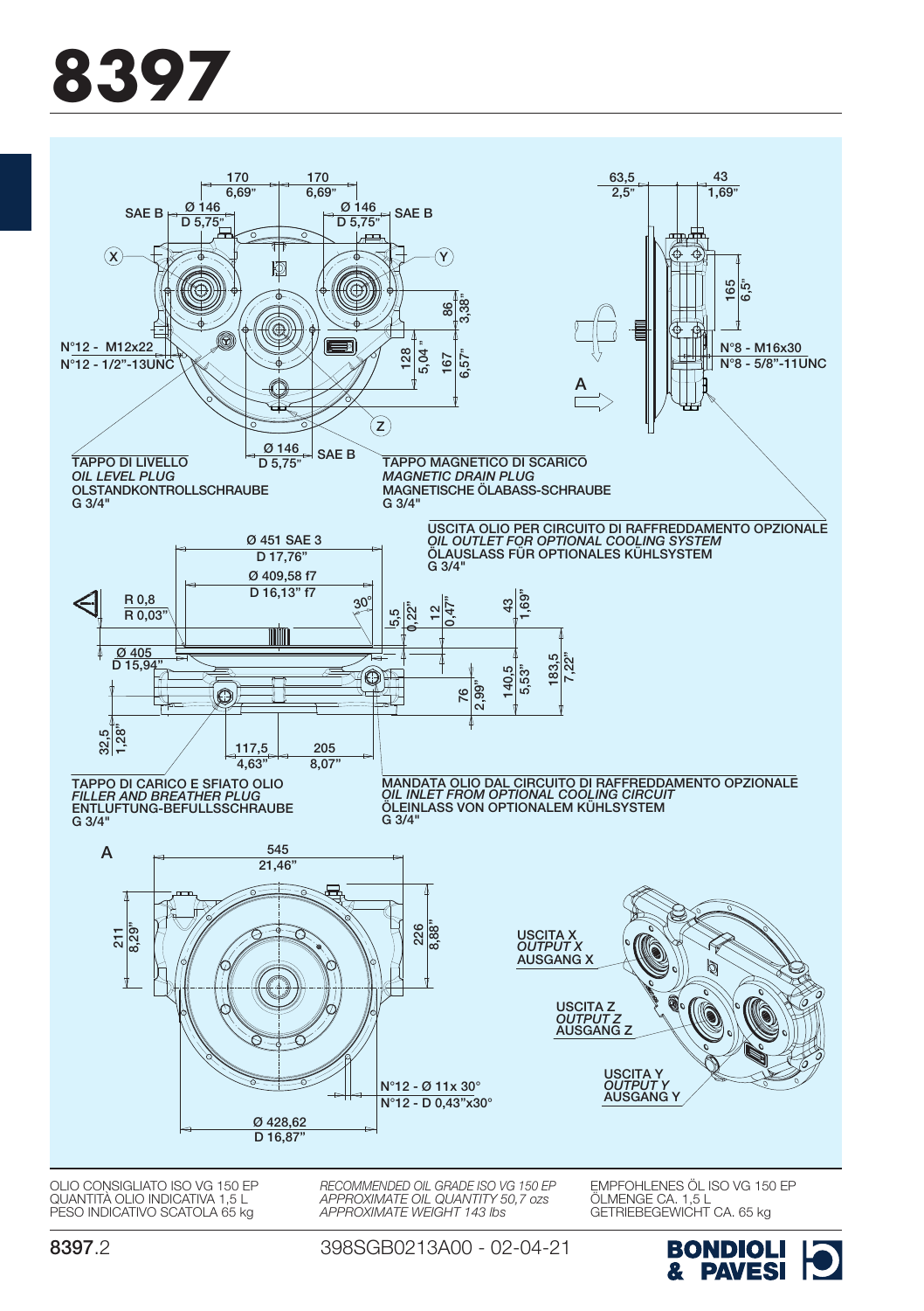# 8397

170
6,69"

170
6,69"

SAE B Ø 146
D 5,75"

Ø 146
D 5,75" SAE B

X

Y

N°12 - M12x22
N°12 - 1/2"-13UNC

86
3,38"

128
5,04"

167
6,57"

Z

Ø 146
D 5,75" SAE B

63,5
2,5"

43
1,69"

165
6,5"

N°8 - M16x30
N°8 - 5/8"-11UNC

A

TAPPO DI LIVELLO
*OIL LEVEL PLUG*
OLSTANDKONTROLLSCHRAUBE
G 3/4"

TAPPO MAGNETICO DI SCARICO
*MAGNETIC DRAIN PLUG*
MAGNETISCHE ÖLABASS-SCHRAUBE
G 3/4"

USCITA OLIO PER CIRCUITO DI RAFFREDDAMENTO OPZIONALE
*OIL OUTLET FOR OPTIONAL COOLING SYSTEM*
ÖLAUSLASS FÜR OPTIONALES KÜHLSYSTEM
G 3/4"

Ø 451 SAE 3
D 17,76"

Ø 409,58 f7
D 16,13" f7

R 0,8
R 0,03"

30°

5,5
0,22"

12
0,47"

43
1,69"

Ø 405
D 15,94"

76
2,99"

140,5
5,53"

183,5
7,22"

32,5
1,28"

117,5
4,63"

205
8,07"

TAPPO DI CARICO E SFIATO OLIO
*FILLER AND BREATHER PLUG*
ENTLUFTUNG-BEFULLSSCHRAUBE
G 3/4"

MANDATA OLIO DAL CIRCUITO DI RAFFREDDAMENTO OPZIONALE
*OIL INLET FROM OPTIONAL COOLING CIRCUIT*
ÖLEINLASS VON OPTIONALEM KÜHLSYSTEM
G 3/4"

A

545
21,46"

211
8,29"

226
8,88"

N°12 - Ø 11x 30°
N°12 - D 0,43"x30°

Ø 428,62
D 16,87"

USCITA X
*OUTPUT X*
AUSGANG X

USCITA Z
*OUTPUT Z*
AUSGANG Z

USCITA Y
*OUTPUT Y*
AUSGANG Y

OLIO CONSIGLIATO ISO VG 150 EP
QUANTITÀ OLIO INDICATIVA 1,5 L
PESO INDICATIVO SCATOLA 65 kg

*RECOMMENDED OIL GRADE ISO VG 150 EP*
*APPROXIMATE OIL QUANTITY 50,7 ozs*
*APPROXIMATE WEIGHT 143 lbs*

EMPFOHLENES ÖL ISO VG 150 EP
ÖLMENGE CA. 1,5 L
GETRIEBEGEWICHT CA. 65 kg

398SGB0213A00 - 02-04-21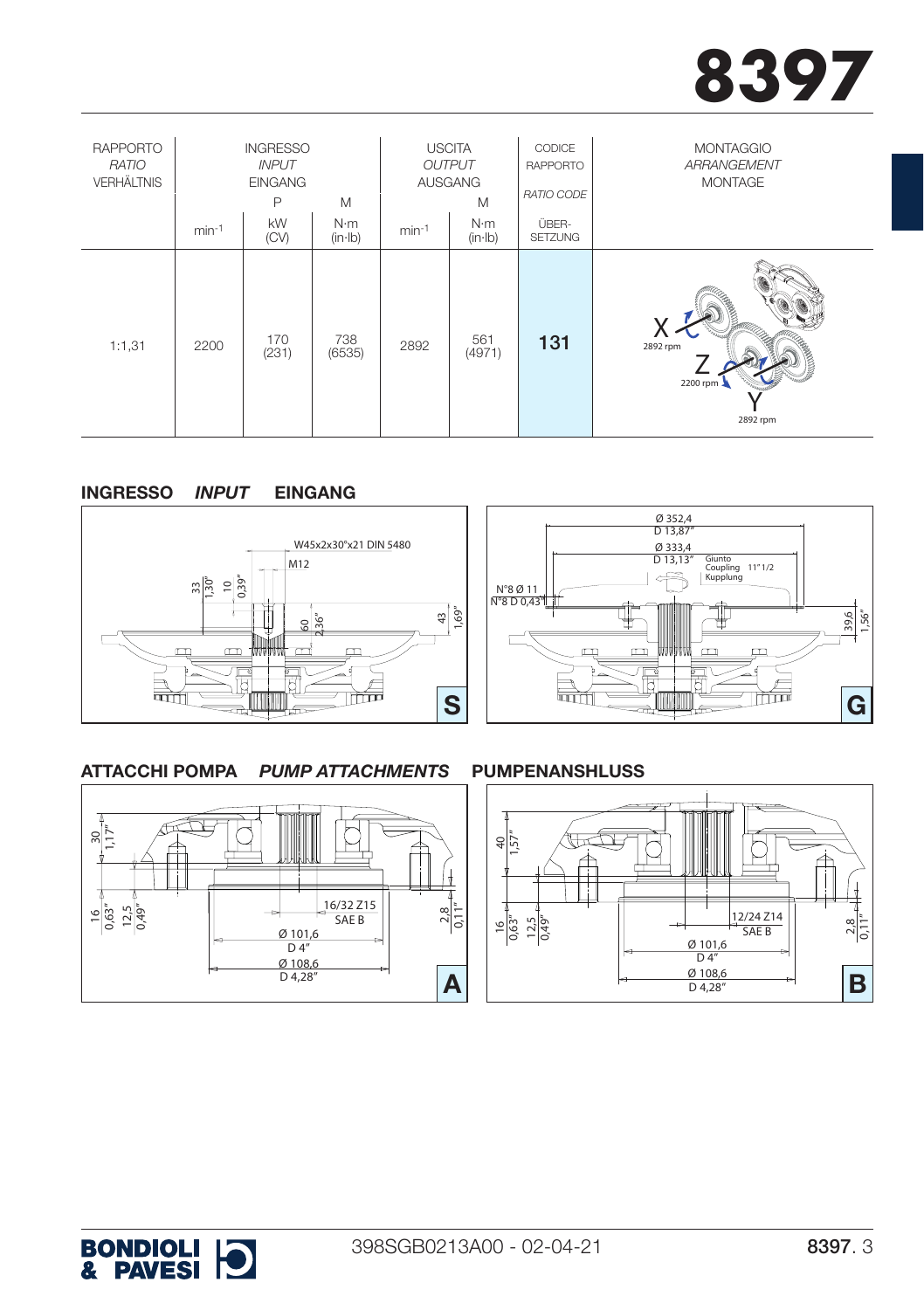# 8397

| RAPPORTO *RATIO* VERHÄLTNIS | INGRESSO *INPUT* EINGANG | | | USCITA *OUTPUT* AUSGANG | | CODICE RAPPORTO *RATIO CODE* ÜBER-SETZUNG | MONTAGGIO *ARRANGEMENT* MONTAGE |
|---|---|---|---|---|---|---|---|
| | | P | M | | M | | |
| | min-1 | kW (CV) | N·m (in·lb) | min-1 | N·m (in·lb) | | |
| 1:1,31 | 2200 | 170 (231) | 738 (6535) | 2892 | 561 (4971) | **131** | X 2892 rpm, Z 2200 rpm, Y 2892 rpm |

## INGRESSO *INPUT* EINGANG

W45x2x30°x21 DIN 5480
M12
33 1,30"
10 0,39"
60 2,36"
43 1,69"
**S**

Ø 352,4 D 13,87"
Ø 333,4 D 13,13"
Giunto Coupling 11" 1/2 Kupplung
N°8 Ø 11 N°8 D 0,43"
39,6 1,56"
**G**

## ATTACCHI POMPA *PUMP ATTACHMENTS* PUMPENANSHLUSS

30 1,17"
16 0,63"
12,5 0,49"
16/32 Z15 SAE B
2,8 0,11"
Ø 101,6 D 4"
Ø 108,6 D 4,28"
**A**

40 1,57"
16 0,63"
12,5 0,49"
12/24 Z14 SAE B
2,8 0,11"
Ø 101,6 D 4"
Ø 108,6 D 4,28"
**B**

398SGB0213A00 - 02-04-21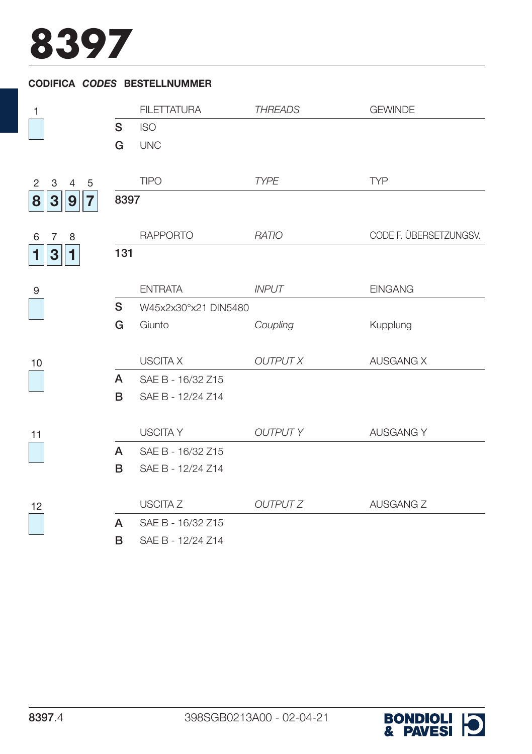# 8397

**CODIFICA *CODES* BESTELLNUMMER**

**1**

| | FILETTATURA | *THREADS* | GEWINDE |
|---|---|---|---|
| **S** | ISO | | |
| **G** | UNC | | |

**2 3 4 5**

**8 3 9 7**

| | TIPO | *TYPE* | TYP |
|---|---|---|---|
| **8397** | | | |

**6 7 8**

**1 3 1**

| | RAPPORTO | *RATIO* | CODE F. ÜBERSETZUNGSV. |
|---|---|---|---|
| **131** | | | |

**9**

| | ENTRATA | *INPUT* | EINGANG |
|---|---|---|---|
| **S** | W45x2x30°x21 DIN5480 | | |
| **G** | Giunto | *Coupling* | Kupplung |

**10**

| | USCITA X | *OUTPUT X* | AUSGANG X |
|---|---|---|---|
| **A** | SAE B - 16/32 Z15 | | |
| **B** | SAE B - 12/24 Z14 | | |

**11**

| | USCITA Y | *OUTPUT Y* | AUSGANG Y |
|---|---|---|---|
| **A** | SAE B - 16/32 Z15 | | |
| **B** | SAE B - 12/24 Z14 | | |

**12**

| | USCITA Z | *OUTPUT Z* | AUSGANG Z |
|---|---|---|---|
| **A** | SAE B - 16/32 Z15 | | |
| **B** | SAE B - 12/24 Z14 | | |

398SGB0213A00 - 02-04-21